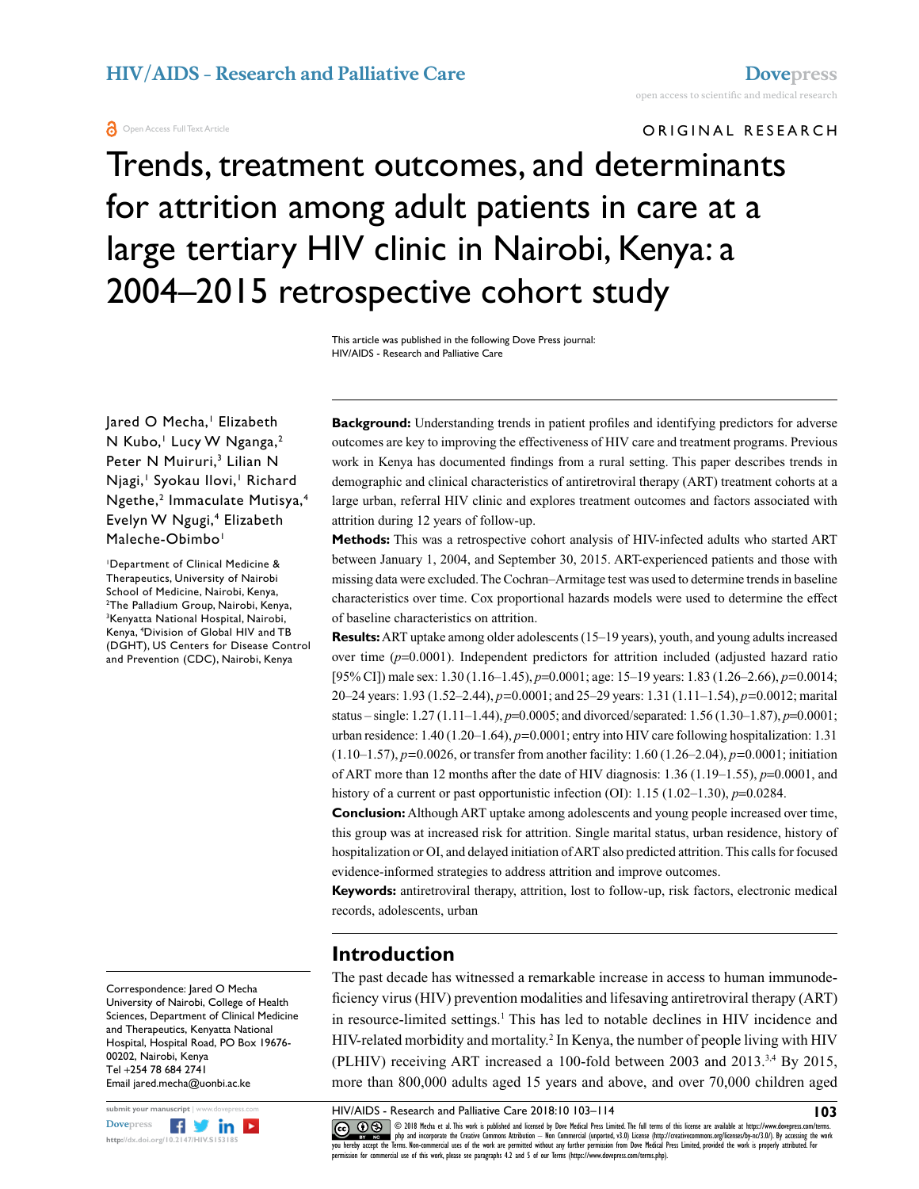ORIGINAL RESEARCH

# Trends, treatment outcomes, and determinants for attrition among adult patients in care at a large tertiary HIV clinic in Nairobi, Kenya: a 2004–2015 retrospective cohort study

This article was published in the following Dove Press journal:
HIV/AIDS - Research and Palliative Care

Jared O Mecha,[1] Elizabeth N Kubo,[1] Lucy W Nganga,[2] Peter N Muiruri,[3] Lilian N Njagi,[1] Syokau Ilovi,[1] Richard Ngethe,[2] Immaculate Mutisya,[4] Evelyn W Ngugi,[4] Elizabeth Maleche-Obimbo[1]

[1]Department of Clinical Medicine & Therapeutics, University of Nairobi School of Medicine, Nairobi, Kenya, [2]The Palladium Group, Nairobi, Kenya, [3]Kenyatta National Hospital, Nairobi, Kenya, [4]Division of Global HIV and TB (DGHT), US Centers for Disease Control and Prevention (CDC), Nairobi, Kenya

Correspondence: Jared O Mecha
University of Nairobi, College of Health Sciences, Department of Clinical Medicine and Therapeutics, Kenyatta National Hospital, Hospital Road, PO Box 19676-00202, Nairobi, Kenya
Tel +254 78 684 2741
Email jared.mecha@uonbi.ac.ke

**Background:** Understanding trends in patient profiles and identifying predictors for adverse outcomes are key to improving the effectiveness of HIV care and treatment programs. Previous work in Kenya has documented findings from a rural setting. This paper describes trends in demographic and clinical characteristics of antiretroviral therapy (ART) treatment cohorts at a large urban, referral HIV clinic and explores treatment outcomes and factors associated with attrition during 12 years of follow-up.

**Methods:** This was a retrospective cohort analysis of HIV-infected adults who started ART between January 1, 2004, and September 30, 2015. ART-experienced patients and those with missing data were excluded. The Cochran–Armitage test was used to determine trends in baseline characteristics over time. Cox proportional hazards models were used to determine the effect of baseline characteristics on attrition.

**Results:** ART uptake among older adolescents (15–19 years), youth, and young adults increased over time ($p$=0.0001). Independent predictors for attrition included (adjusted hazard ratio [95% CI]) male sex: 1.30 (1.16–1.45), $p$=0.0001; age: 15–19 years: 1.83 (1.26–2.66), $p$=0.0014; 20–24 years: 1.93 (1.52–2.44), $p$=0.0001; and 25–29 years: 1.31 (1.11–1.54), $p$=0.0012; marital status – single: 1.27 (1.11–1.44), $p$=0.0005; and divorced/separated: 1.56 (1.30–1.87), $p$=0.0001; urban residence: 1.40 (1.20–1.64), $p$=0.0001; entry into HIV care following hospitalization: 1.31 (1.10–1.57), $p$=0.0026, or transfer from another facility: 1.60 (1.26–2.04), $p$=0.0001; initiation of ART more than 12 months after the date of HIV diagnosis: 1.36 (1.19–1.55), $p$=0.0001, and history of a current or past opportunistic infection (OI): 1.15 (1.02–1.30), $p$=0.0284.

**Conclusion:** Although ART uptake among adolescents and young people increased over time, this group was at increased risk for attrition. Single marital status, urban residence, history of hospitalization or OI, and delayed initiation of ART also predicted attrition. This calls for focused evidence-informed strategies to address attrition and improve outcomes.

**Keywords:** antiretroviral therapy, attrition, lost to follow-up, risk factors, electronic medical records, adolescents, urban

## Introduction

The past decade has witnessed a remarkable increase in access to human immunodeficiency virus (HIV) prevention modalities and lifesaving antiretroviral therapy (ART) in resource-limited settings.[1] This has led to notable declines in HIV incidence and HIV-related morbidity and mortality.[2] In Kenya, the number of people living with HIV (PLHIV) receiving ART increased a 100-fold between 2003 and 2013.[3,4] By 2015, more than 800,000 adults aged 15 years and above, and over 70,000 children aged

© 2018 Mecha et al. This work is published and licensed by Dove Medical Press Limited. The full terms of this license are available at https://www.dovepress.com/terms.php and incorporate the Creative Commons Attribution – Non Commercial (unported, v3.0) License (http://creativecommons.org/licenses/by-nc/3.0/). By accessing the work you hereby accept the Terms. Non-commercial uses of the work are permitted without any further permission from Dove Medical Press Limited, provided the work is properly attributed. For permission for commercial use of this work, please see paragraphs 4.2 and 5 of our Terms (https://www.dovepress.com/terms.php).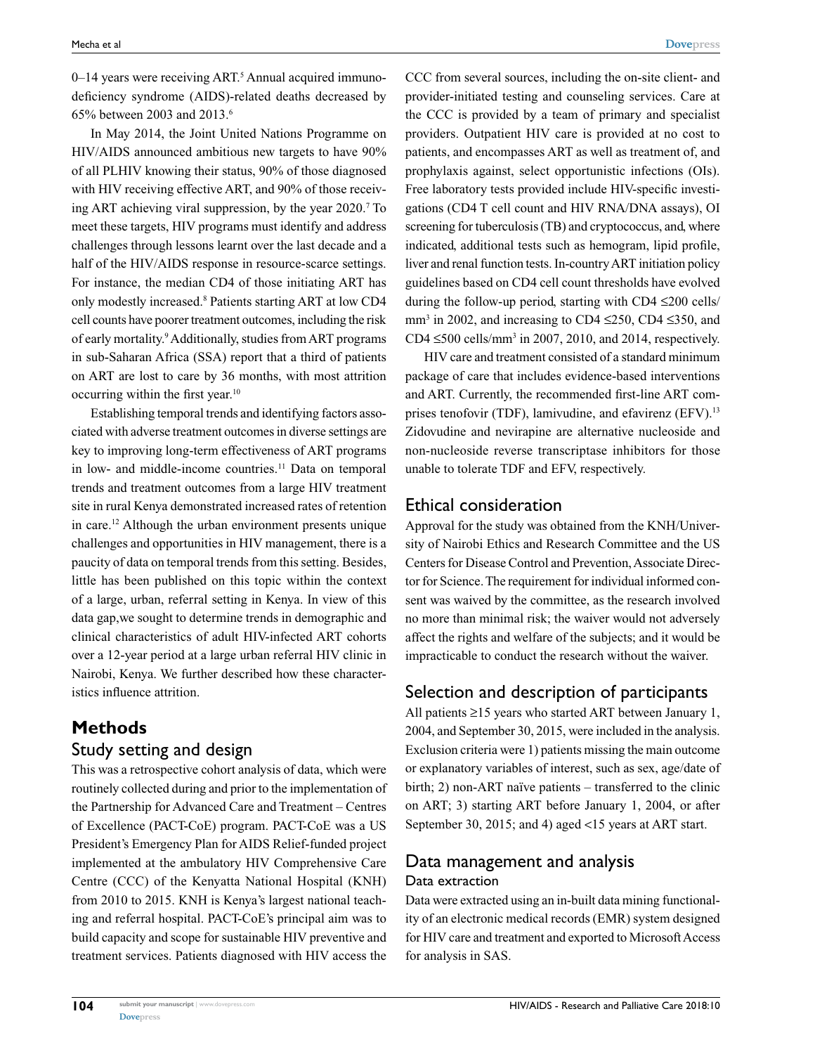0–14 years were receiving ART.[5] Annual acquired immunodeficiency syndrome (AIDS)-related deaths decreased by 65% between 2003 and 2013.[6]

In May 2014, the Joint United Nations Programme on HIV/AIDS announced ambitious new targets to have 90% of all PLHIV knowing their status, 90% of those diagnosed with HIV receiving effective ART, and 90% of those receiving ART achieving viral suppression, by the year 2020.[7] To meet these targets, HIV programs must identify and address challenges through lessons learnt over the last decade and a half of the HIV/AIDS response in resource-scarce settings. For instance, the median CD4 of those initiating ART has only modestly increased.[8] Patients starting ART at low CD4 cell counts have poorer treatment outcomes, including the risk of early mortality.[9] Additionally, studies from ART programs in sub-Saharan Africa (SSA) report that a third of patients on ART are lost to care by 36 months, with most attrition occurring within the first year.[10]

Establishing temporal trends and identifying factors associated with adverse treatment outcomes in diverse settings are key to improving long-term effectiveness of ART programs in low- and middle-income countries.[11] Data on temporal trends and treatment outcomes from a large HIV treatment site in rural Kenya demonstrated increased rates of retention in care.[12] Although the urban environment presents unique challenges and opportunities in HIV management, there is a paucity of data on temporal trends from this setting. Besides, little has been published on this topic within the context of a large, urban, referral setting in Kenya. In view of this data gap,we sought to determine trends in demographic and clinical characteristics of adult HIV-infected ART cohorts over a 12-year period at a large urban referral HIV clinic in Nairobi, Kenya. We further described how these characteristics influence attrition.

# Methods

## Study setting and design

This was a retrospective cohort analysis of data, which were routinely collected during and prior to the implementation of the Partnership for Advanced Care and Treatment – Centres of Excellence (PACT-CoE) program. PACT-CoE was a US President's Emergency Plan for AIDS Relief-funded project implemented at the ambulatory HIV Comprehensive Care Centre (CCC) of the Kenyatta National Hospital (KNH) from 2010 to 2015. KNH is Kenya's largest national teaching and referral hospital. PACT-CoE's principal aim was to build capacity and scope for sustainable HIV preventive and treatment services. Patients diagnosed with HIV access the CCC from several sources, including the on-site client- and provider-initiated testing and counseling services. Care at the CCC is provided by a team of primary and specialist providers. Outpatient HIV care is provided at no cost to patients, and encompasses ART as well as treatment of, and prophylaxis against, select opportunistic infections (OIs). Free laboratory tests provided include HIV-specific investigations (CD4 T cell count and HIV RNA/DNA assays), OI screening for tuberculosis (TB) and cryptococcus, and, where indicated, additional tests such as hemogram, lipid profile, liver and renal function tests. In-country ART initiation policy guidelines based on CD4 cell count thresholds have evolved during the follow-up period, starting with CD4 ≤200 cells/mm$^3$ in 2002, and increasing to CD4 ≤250, CD4 ≤350, and CD4 ≤500 cells/mm$^3$ in 2007, 2010, and 2014, respectively.

HIV care and treatment consisted of a standard minimum package of care that includes evidence-based interventions and ART. Currently, the recommended first-line ART comprises tenofovir (TDF), lamivudine, and efavirenz (EFV).[13] Zidovudine and nevirapine are alternative nucleoside and non-nucleoside reverse transcriptase inhibitors for those unable to tolerate TDF and EFV, respectively.

## Ethical consideration

Approval for the study was obtained from the KNH/University of Nairobi Ethics and Research Committee and the US Centers for Disease Control and Prevention, Associate Director for Science. The requirement for individual informed consent was waived by the committee, as the research involved no more than minimal risk; the waiver would not adversely affect the rights and welfare of the subjects; and it would be impracticable to conduct the research without the waiver.

## Selection and description of participants

All patients ≥15 years who started ART between January 1, 2004, and September 30, 2015, were included in the analysis. Exclusion criteria were 1) patients missing the main outcome or explanatory variables of interest, such as sex, age/date of birth; 2) non-ART naïve patients – transferred to the clinic on ART; 3) starting ART before January 1, 2004, or after September 30, 2015; and 4) aged <15 years at ART start.

## Data management and analysis

### Data extraction

Data were extracted using an in-built data mining functionality of an electronic medical records (EMR) system designed for HIV care and treatment and exported to Microsoft Access for analysis in SAS.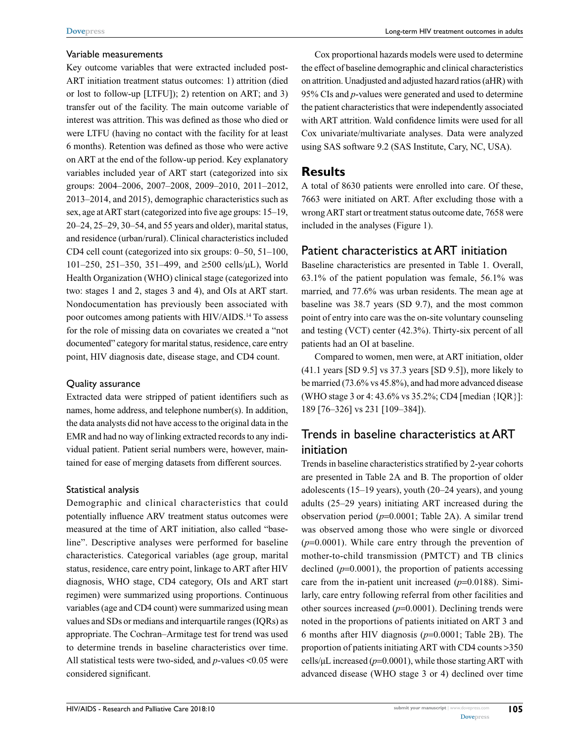### Variable measurements

Key outcome variables that were extracted included post-ART initiation treatment status outcomes: 1) attrition (died or lost to follow-up [LTFU]); 2) retention on ART; and 3) transfer out of the facility. The main outcome variable of interest was attrition. This was defined as those who died or were LTFU (having no contact with the facility for at least 6 months). Retention was defined as those who were active on ART at the end of the follow-up period. Key explanatory variables included year of ART start (categorized into six groups: 2004–2006, 2007–2008, 2009–2010, 2011–2012, 2013–2014, and 2015), demographic characteristics such as sex, age at ART start (categorized into five age groups: 15–19, 20–24, 25–29, 30–54, and 55 years and older), marital status, and residence (urban/rural). Clinical characteristics included CD4 cell count (categorized into six groups: 0–50, 51–100, 101–250, 251–350, 351–499, and ≥500 cells/μL), World Health Organization (WHO) clinical stage (categorized into two: stages 1 and 2, stages 3 and 4), and OIs at ART start. Nondocumentation has previously been associated with poor outcomes among patients with HIV/AIDS.[14] To assess for the role of missing data on covariates we created a "not documented" category for marital status, residence, care entry point, HIV diagnosis date, disease stage, and CD4 count.

### Quality assurance

Extracted data were stripped of patient identifiers such as names, home address, and telephone number(s). In addition, the data analysts did not have access to the original data in the EMR and had no way of linking extracted records to any individual patient. Patient serial numbers were, however, maintained for ease of merging datasets from different sources.

### Statistical analysis

Demographic and clinical characteristics that could potentially influence ARV treatment status outcomes were measured at the time of ART initiation, also called "baseline". Descriptive analyses were performed for baseline characteristics. Categorical variables (age group, marital status, residence, care entry point, linkage to ART after HIV diagnosis, WHO stage, CD4 category, OIs and ART start regimen) were summarized using proportions. Continuous variables (age and CD4 count) were summarized using mean values and SDs or medians and interquartile ranges (IQRs) as appropriate. The Cochran–Armitage test for trend was used to determine trends in baseline characteristics over time. All statistical tests were two-sided, and *p*-values <0.05 were considered significant.

Cox proportional hazards models were used to determine the effect of baseline demographic and clinical characteristics on attrition. Unadjusted and adjusted hazard ratios (aHR) with 95% CIs and *p*-values were generated and used to determine the patient characteristics that were independently associated with ART attrition. Wald confidence limits were used for all Cox univariate/multivariate analyses. Data were analyzed using SAS software 9.2 (SAS Institute, Cary, NC, USA).

## Results

A total of 8630 patients were enrolled into care. Of these, 7663 were initiated on ART. After excluding those with a wrong ART start or treatment status outcome date, 7658 were included in the analyses (Figure 1).

### Patient characteristics at ART initiation

Baseline characteristics are presented in Table 1. Overall, 63.1% of the patient population was female, 56.1% was married, and 77.6% was urban residents. The mean age at baseline was 38.7 years (SD 9.7), and the most common point of entry into care was the on-site voluntary counseling and testing (VCT) center (42.3%). Thirty-six percent of all patients had an OI at baseline.

Compared to women, men were, at ART initiation, older (41.1 years [SD 9.5] vs 37.3 years [SD 9.5]), more likely to be married (73.6% vs 45.8%), and had more advanced disease (WHO stage 3 or 4: 43.6% vs 35.2%; CD4 [median {IQR}]: 189 [76–326] vs 231 [109–384]).

### Trends in baseline characteristics at ART initiation

Trends in baseline characteristics stratified by 2-year cohorts are presented in Table 2A and B. The proportion of older adolescents (15–19 years), youth (20–24 years), and young adults (25–29 years) initiating ART increased during the observation period (*p*=0.0001; Table 2A). A similar trend was observed among those who were single or divorced (*p*=0.0001). While care entry through the prevention of mother-to-child transmission (PMTCT) and TB clinics declined (*p*=0.0001), the proportion of patients accessing care from the in-patient unit increased (*p*=0.0188). Similarly, care entry following referral from other facilities and other sources increased (*p*=0.0001). Declining trends were noted in the proportions of patients initiated on ART 3 and 6 months after HIV diagnosis (*p*=0.0001; Table 2B). The proportion of patients initiating ART with CD4 counts >350 cells/μL increased (*p*=0.0001), while those starting ART with advanced disease (WHO stage 3 or 4) declined over time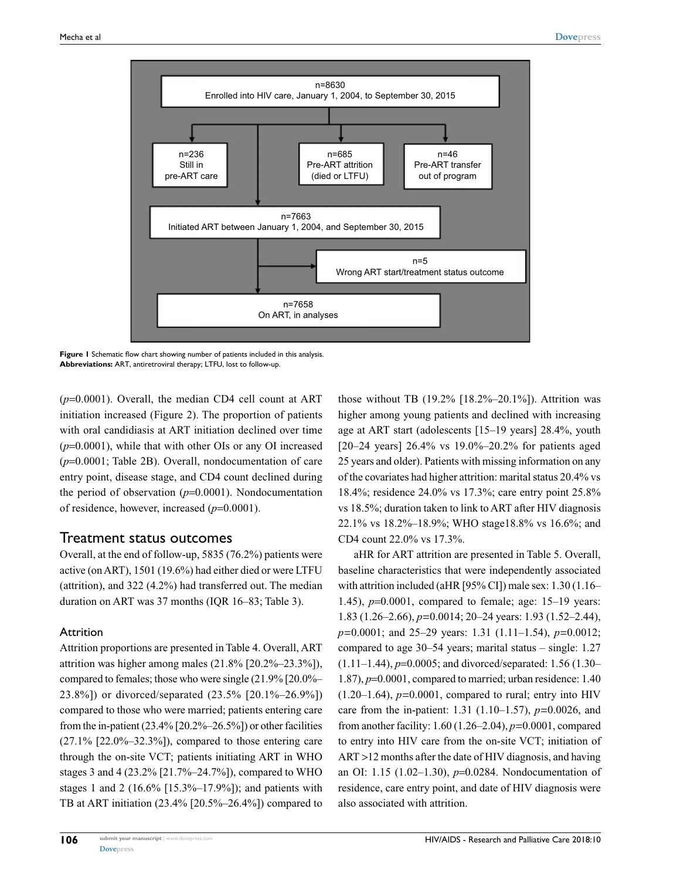n=8630
Enrolled into HIV care, January 1, 2004, to September 30, 2015

n=236
Still in pre-ART care

n=685
Pre-ART attrition (died or LTFU)

n=46
Pre-ART transfer out of program

n=7663
Initiated ART between January 1, 2004, and September 30, 2015

n=5
Wrong ART start/treatment status outcome

n=7658
On ART, in analyses

**Figure 1** Schematic flow chart showing number of patients included in this analysis.
**Abbreviations:** ART, antiretroviral therapy; LTFU, lost to follow-up.

($p$=0.0001). Overall, the median CD4 cell count at ART initiation increased (Figure 2). The proportion of patients with oral candidiasis at ART initiation declined over time ($p$=0.0001), while that with other OIs or any OI increased ($p$=0.0001; Table 2B). Overall, nondocumentation of care entry point, disease stage, and CD4 count declined during the period of observation ($p$=0.0001). Nondocumentation of residence, however, increased ($p$=0.0001).

## Treatment status outcomes

Overall, at the end of follow-up, 5835 (76.2%) patients were active (on ART), 1501 (19.6%) had either died or were LTFU (attrition), and 322 (4.2%) had transferred out. The median duration on ART was 37 months (IQR 16–83; Table 3).

### Attrition

Attrition proportions are presented in Table 4. Overall, ART attrition was higher among males (21.8% [20.2%–23.3%]), compared to females; those who were single (21.9% [20.0%–23.8%]) or divorced/separated (23.5% [20.1%–26.9%]) compared to those who were married; patients entering care from the in-patient (23.4% [20.2%–26.5%]) or other facilities (27.1% [22.0%–32.3%]), compared to those entering care through the on-site VCT; patients initiating ART in WHO stages 3 and 4 (23.2% [21.7%–24.7%]), compared to WHO stages 1 and 2 (16.6% [15.3%–17.9%]); and patients with TB at ART initiation (23.4% [20.5%–26.4%]) compared to those without TB (19.2% [18.2%–20.1%]). Attrition was higher among young patients and declined with increasing age at ART start (adolescents [15–19 years] 28.4%, youth [20–24 years] 26.4% vs 19.0%–20.2% for patients aged 25 years and older). Patients with missing information on any of the covariates had higher attrition: marital status 20.4% vs 18.4%; residence 24.0% vs 17.3%; care entry point 25.8% vs 18.5%; duration taken to link to ART after HIV diagnosis 22.1% vs 18.2%–18.9%; WHO stage18.8% vs 16.6%; and CD4 count 22.0% vs 17.3%.

aHR for ART attrition are presented in Table 5. Overall, baseline characteristics that were independently associated with attrition included (aHR [95% CI]) male sex: 1.30 (1.16–1.45), $p$=0.0001, compared to female; age: 15–19 years: 1.83 (1.26–2.66), $p$=0.0014; 20–24 years: 1.93 (1.52–2.44), $p$=0.0001; and 25–29 years: 1.31 (1.11–1.54), $p$=0.0012; compared to age 30–54 years; marital status – single: 1.27 (1.11–1.44), $p$=0.0005; and divorced/separated: 1.56 (1.30–1.87), $p$=0.0001, compared to married; urban residence: 1.40 (1.20–1.64), $p$=0.0001, compared to rural; entry into HIV care from the in-patient: 1.31 (1.10–1.57), $p$=0.0026, and from another facility: 1.60 (1.26–2.04), $p$=0.0001, compared to entry into HIV care from the on-site VCT; initiation of ART >12 months after the date of HIV diagnosis, and having an OI: 1.15 (1.02–1.30), $p$=0.0284. Nondocumentation of residence, care entry point, and date of HIV diagnosis were also associated with attrition.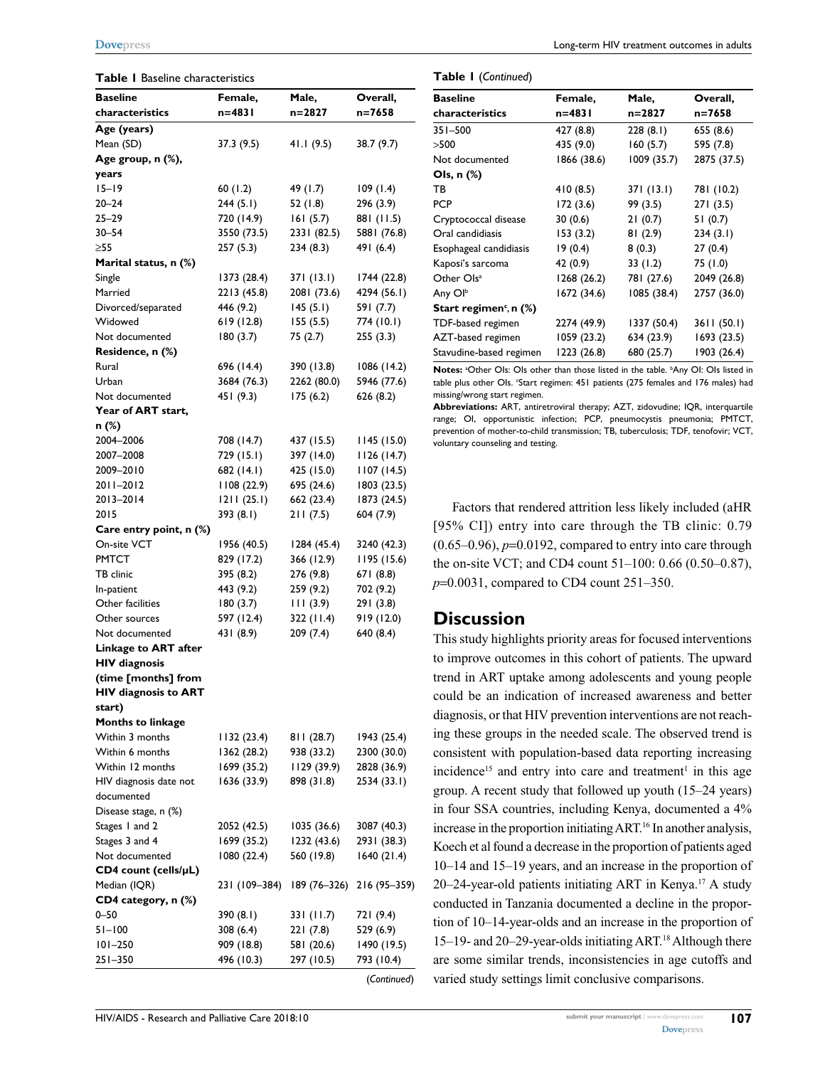**Table 1** Baseline characteristics

| Baseline characteristics | Female, n=4831 | Male, n=2827 | Overall, n=7658 |
|---|---|---|---|
| **Age (years)** | | | |
| Mean (SD) | 37.3 (9.5) | 41.1 (9.5) | 38.7 (9.7) |
| **Age group, n (%), years** | | | |
| 15–19 | 60 (1.2) | 49 (1.7) | 109 (1.4) |
| 20–24 | 244 (5.1) | 52 (1.8) | 296 (3.9) |
| 25–29 | 720 (14.9) | 161 (5.7) | 881 (11.5) |
| 30–54 | 3550 (73.5) | 2331 (82.5) | 5881 (76.8) |
| ≥55 | 257 (5.3) | 234 (8.3) | 491 (6.4) |
| **Marital status, n (%)** | | | |
| Single | 1373 (28.4) | 371 (13.1) | 1744 (22.8) |
| Married | 2213 (45.8) | 2081 (73.6) | 4294 (56.1) |
| Divorced/separated | 446 (9.2) | 145 (5.1) | 591 (7.7) |
| Widowed | 619 (12.8) | 155 (5.5) | 774 (10.1) |
| Not documented | 180 (3.7) | 75 (2.7) | 255 (3.3) |
| **Residence, n (%)** | | | |
| Rural | 696 (14.4) | 390 (13.8) | 1086 (14.2) |
| Urban | 3684 (76.3) | 2262 (80.0) | 5946 (77.6) |
| Not documented | 451 (9.3) | 175 (6.2) | 626 (8.2) |
| **Year of ART start, n (%)** | | | |
| 2004–2006 | 708 (14.7) | 437 (15.5) | 1145 (15.0) |
| 2007–2008 | 729 (15.1) | 397 (14.0) | 1126 (14.7) |
| 2009–2010 | 682 (14.1) | 425 (15.0) | 1107 (14.5) |
| 2011–2012 | 1108 (22.9) | 695 (24.6) | 1803 (23.5) |
| 2013–2014 | 1211 (25.1) | 662 (23.4) | 1873 (24.5) |
| 2015 | 393 (8.1) | 211 (7.5) | 604 (7.9) |
| **Care entry point, n (%)** | | | |
| On-site VCT | 1956 (40.5) | 1284 (45.4) | 3240 (42.3) |
| PMTCT | 829 (17.2) | 366 (12.9) | 1195 (15.6) |
| TB clinic | 395 (8.2) | 276 (9.8) | 671 (8.8) |
| In-patient | 443 (9.2) | 259 (9.2) | 702 (9.2) |
| Other facilities | 180 (3.7) | 111 (3.9) | 291 (3.8) |
| Other sources | 597 (12.4) | 322 (11.4) | 919 (12.0) |
| Not documented | 431 (8.9) | 209 (7.4) | 640 (8.4) |
| **Linkage to ART after HIV diagnosis (time [months] from HIV diagnosis to ART start)** | | | |
| **Months to linkage** | | | |
| Within 3 months | 1132 (23.4) | 811 (28.7) | 1943 (25.4) |
| Within 6 months | 1362 (28.2) | 938 (33.2) | 2300 (30.0) |
| Within 12 months | 1699 (35.2) | 1129 (39.9) | 2828 (36.9) |
| HIV diagnosis date not documented | 1636 (33.9) | 898 (31.8) | 2534 (33.1) |
| Disease stage, n (%) | | | |
| Stages 1 and 2 | 2052 (42.5) | 1035 (36.6) | 3087 (40.3) |
| Stages 3 and 4 | 1699 (35.2) | 1232 (43.6) | 2931 (38.3) |
| Not documented | 1080 (22.4) | 560 (19.8) | 1640 (21.4) |
| **CD4 count (cells/µL)** | | | |
| Median (IQR) | 231 (109–384) | 189 (76–326) | 216 (95–359) |
| **CD4 category, n (%)** | | | |
| 0–50 | 390 (8.1) | 331 (11.7) | 721 (9.4) |
| 51–100 | 308 (6.4) | 221 (7.8) | 529 (6.9) |
| 101–250 | 909 (18.8) | 581 (20.6) | 1490 (19.5) |
| 251–350 | 496 (10.3) | 297 (10.5) | 793 (10.4) |
| 351–500 | 427 (8.8) | 228 (8.1) | 655 (8.6) |
| >500 | 435 (9.0) | 160 (5.7) | 595 (7.8) |
| Not documented | 1866 (38.6) | 1009 (35.7) | 2875 (37.5) |
| **OIs, n (%)** | | | |
| TB | 410 (8.5) | 371 (13.1) | 781 (10.2) |
| PCP | 172 (3.6) | 99 (3.5) | 271 (3.5) |
| Cryptococcal disease | 30 (0.6) | 21 (0.7) | 51 (0.7) |
| Oral candidiasis | 153 (3.2) | 81 (2.9) | 234 (3.1) |
| Esophageal candidiasis | 19 (0.4) | 8 (0.3) | 27 (0.4) |
| Kaposi's sarcoma | 42 (0.9) | 33 (1.2) | 75 (1.0) |
| Other OIs[a] | 1268 (26.2) | 781 (27.6) | 2049 (26.8) |
| Any OI[b] | 1672 (34.6) | 1085 (38.4) | 2757 (36.0) |
| **Start regimen[c], n (%)** | | | |
| TDF-based regimen | 2274 (49.9) | 1337 (50.4) | 3611 (50.1) |
| AZT-based regimen | 1059 (23.2) | 634 (23.9) | 1693 (23.5) |
| Stavudine-based regimen | 1223 (26.8) | 680 (25.7) | 1903 (26.4) |

**Notes:** [a]Other OIs: OIs other than those listed in the table. [b]Any OI: OIs listed in table plus other OIs. [c]Start regimen: 451 patients (275 females and 176 males) had missing/wrong start regimen.

**Abbreviations:** ART, antiretroviral therapy; AZT, zidovudine; IQR, interquartile range; OI, opportunistic infection; PCP, pneumocystis pneumonia; PMTCT, prevention of mother-to-child transmission; TB, tuberculosis; TDF, tenofovir; VCT, voluntary counseling and testing.

Factors that rendered attrition less likely included (aHR [95% CI]) entry into care through the TB clinic: 0.79 (0.65–0.96), $p$=0.0192, compared to entry into care through the on-site VCT; and CD4 count 51–100: 0.66 (0.50–0.87), $p$=0.0031, compared to CD4 count 251–350.

## Discussion

This study highlights priority areas for focused interventions to improve outcomes in this cohort of patients. The upward trend in ART uptake among adolescents and young people could be an indication of increased awareness and better diagnosis, or that HIV prevention interventions are not reaching these groups in the needed scale. The observed trend is consistent with population-based data reporting increasing incidence[15] and entry into care and treatment[1] in this age group. A recent study that followed up youth (15–24 years) in four SSA countries, including Kenya, documented a 4% increase in the proportion initiating ART.[16] In another analysis, Koech et al found a decrease in the proportion of patients aged 10–14 and 15–19 years, and an increase in the proportion of 20–24-year-old patients initiating ART in Kenya.[17] A study conducted in Tanzania documented a decline in the proportion of 10–14-year-olds and an increase in the proportion of 15–19- and 20–29-year-olds initiating ART.[18] Although there are some similar trends, inconsistencies in age cutoffs and varied study settings limit conclusive comparisons.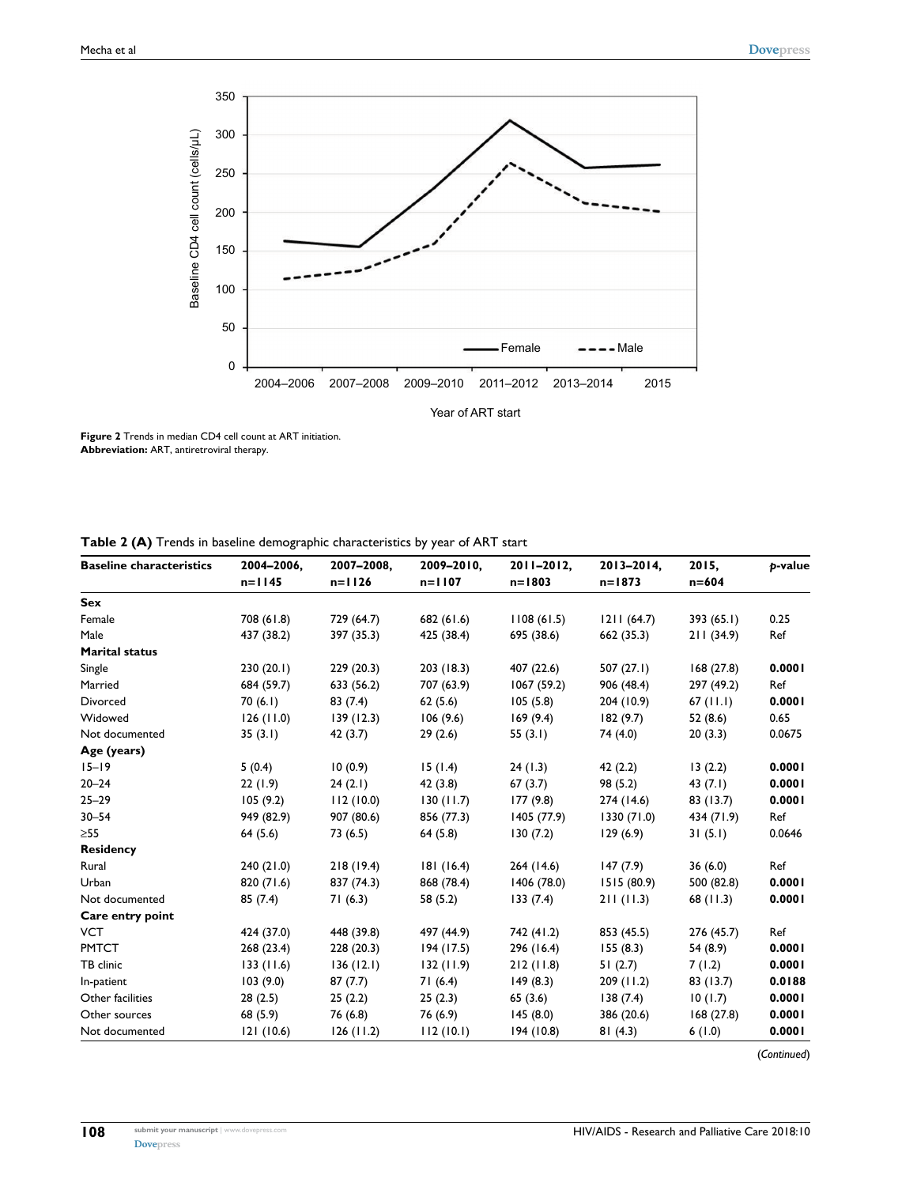**Figure 2** Trends in median CD4 cell count at ART initiation.
**Abbreviation:** ART, antiretroviral therapy.

**Table 2 (A)** Trends in baseline demographic characteristics by year of ART start

| Baseline characteristics | 2004–2006, n=1145 | 2007–2008, n=1126 | 2009–2010, n=1107 | 2011–2012, n=1803 | 2013–2014, n=1873 | 2015, n=604 | *p*-value |
|---|---|---|---|---|---|---|---|
| **Sex** | | | | | | | |
| Female | 708 (61.8) | 729 (64.7) | 682 (61.6) | 1108 (61.5) | 1211 (64.7) | 393 (65.1) | 0.25 |
| Male | 437 (38.2) | 397 (35.3) | 425 (38.4) | 695 (38.6) | 662 (35.3) | 211 (34.9) | Ref |
| **Marital status** | | | | | | | |
| Single | 230 (20.1) | 229 (20.3) | 203 (18.3) | 407 (22.6) | 507 (27.1) | 168 (27.8) | **0.0001** |
| Married | 684 (59.7) | 633 (56.2) | 707 (63.9) | 1067 (59.2) | 906 (48.4) | 297 (49.2) | Ref |
| Divorced | 70 (6.1) | 83 (7.4) | 62 (5.6) | 105 (5.8) | 204 (10.9) | 67 (11.1) | **0.0001** |
| Widowed | 126 (11.0) | 139 (12.3) | 106 (9.6) | 169 (9.4) | 182 (9.7) | 52 (8.6) | 0.65 |
| Not documented | 35 (3.1) | 42 (3.7) | 29 (2.6) | 55 (3.1) | 74 (4.0) | 20 (3.3) | 0.0675 |
| **Age (years)** | | | | | | | |
| 15–19 | 5 (0.4) | 10 (0.9) | 15 (1.4) | 24 (1.3) | 42 (2.2) | 13 (2.2) | **0.0001** |
| 20–24 | 22 (1.9) | 24 (2.1) | 42 (3.8) | 67 (3.7) | 98 (5.2) | 43 (7.1) | **0.0001** |
| 25–29 | 105 (9.2) | 112 (10.0) | 130 (11.7) | 177 (9.8) | 274 (14.6) | 83 (13.7) | **0.0001** |
| 30–54 | 949 (82.9) | 907 (80.6) | 856 (77.3) | 1405 (77.9) | 1330 (71.0) | 434 (71.9) | Ref |
| ≥55 | 64 (5.6) | 73 (6.5) | 64 (5.8) | 130 (7.2) | 129 (6.9) | 31 (5.1) | 0.0646 |
| **Residency** | | | | | | | |
| Rural | 240 (21.0) | 218 (19.4) | 181 (16.4) | 264 (14.6) | 147 (7.9) | 36 (6.0) | Ref |
| Urban | 820 (71.6) | 837 (74.3) | 868 (78.4) | 1406 (78.0) | 1515 (80.9) | 500 (82.8) | **0.0001** |
| Not documented | 85 (7.4) | 71 (6.3) | 58 (5.2) | 133 (7.4) | 211 (11.3) | 68 (11.3) | **0.0001** |
| **Care entry point** | | | | | | | |
| VCT | 424 (37.0) | 448 (39.8) | 497 (44.9) | 742 (41.2) | 853 (45.5) | 276 (45.7) | Ref |
| PMTCT | 268 (23.4) | 228 (20.3) | 194 (17.5) | 296 (16.4) | 155 (8.3) | 54 (8.9) | **0.0001** |
| TB clinic | 133 (11.6) | 136 (12.1) | 132 (11.9) | 212 (11.8) | 51 (2.7) | 7 (1.2) | **0.0001** |
| In-patient | 103 (9.0) | 87 (7.7) | 71 (6.4) | 149 (8.3) | 209 (11.2) | 83 (13.7) | **0.0188** |
| Other facilities | 28 (2.5) | 25 (2.2) | 25 (2.3) | 65 (3.6) | 138 (7.4) | 10 (1.7) | **0.0001** |
| Other sources | 68 (5.9) | 76 (6.8) | 76 (6.9) | 145 (8.0) | 386 (20.6) | 168 (27.8) | **0.0001** |
| Not documented | 121 (10.6) | 126 (11.2) | 112 (10.1) | 194 (10.8) | 81 (4.3) | 6 (1.0) | **0.0001** |

(*Continued*)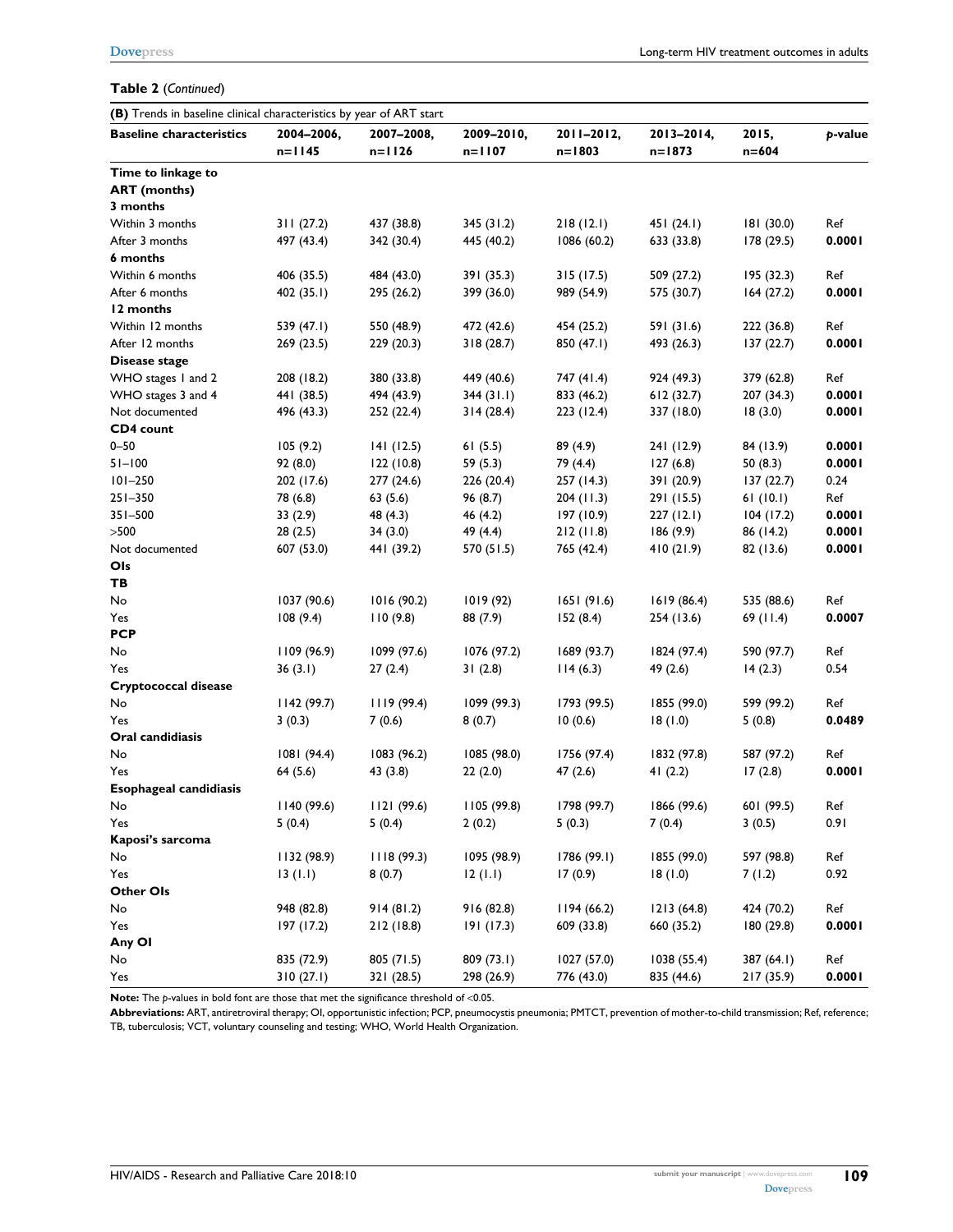**Table 2** (*Continued*)

| (B) Trends in baseline clinical characteristics by year of ART start | | | | | | | |
|---|---|---|---|---|---|---|---|
| **Baseline characteristics** | **2004–2006, n=1145** | **2007–2008, n=1126** | **2009–2010, n=1107** | **2011–2012, n=1803** | **2013–2014, n=1873** | **2015, n=604** | ***p*-value** |
| **Time to linkage to ART (months)** | | | | | | | |
| **3 months** | | | | | | | |
| Within 3 months | 311 (27.2) | 437 (38.8) | 345 (31.2) | 218 (12.1) | 451 (24.1) | 181 (30.0) | Ref |
| After 3 months | 497 (43.4) | 342 (30.4) | 445 (40.2) | 1086 (60.2) | 633 (33.8) | 178 (29.5) | **0.0001** |
| **6 months** | | | | | | | |
| Within 6 months | 406 (35.5) | 484 (43.0) | 391 (35.3) | 315 (17.5) | 509 (27.2) | 195 (32.3) | Ref |
| After 6 months | 402 (35.1) | 295 (26.2) | 399 (36.0) | 989 (54.9) | 575 (30.7) | 164 (27.2) | **0.0001** |
| **12 months** | | | | | | | |
| Within 12 months | 539 (47.1) | 550 (48.9) | 472 (42.6) | 454 (25.2) | 591 (31.6) | 222 (36.8) | Ref |
| After 12 months | 269 (23.5) | 229 (20.3) | 318 (28.7) | 850 (47.1) | 493 (26.3) | 137 (22.7) | **0.0001** |
| **Disease stage** | | | | | | | |
| WHO stages 1 and 2 | 208 (18.2) | 380 (33.8) | 449 (40.6) | 747 (41.4) | 924 (49.3) | 379 (62.8) | Ref |
| WHO stages 3 and 4 | 441 (38.5) | 494 (43.9) | 344 (31.1) | 833 (46.2) | 612 (32.7) | 207 (34.3) | **0.0001** |
| Not documented | 496 (43.3) | 252 (22.4) | 314 (28.4) | 223 (12.4) | 337 (18.0) | 18 (3.0) | **0.0001** |
| **CD4 count** | | | | | | | |
| 0–50 | 105 (9.2) | 141 (12.5) | 61 (5.5) | 89 (4.9) | 241 (12.9) | 84 (13.9) | **0.0001** |
| 51–100 | 92 (8.0) | 122 (10.8) | 59 (5.3) | 79 (4.4) | 127 (6.8) | 50 (8.3) | **0.0001** |
| 101–250 | 202 (17.6) | 277 (24.6) | 226 (20.4) | 257 (14.3) | 391 (20.9) | 137 (22.7) | 0.24 |
| 251–350 | 78 (6.8) | 63 (5.6) | 96 (8.7) | 204 (11.3) | 291 (15.5) | 61 (10.1) | Ref |
| 351–500 | 33 (2.9) | 48 (4.3) | 46 (4.2) | 197 (10.9) | 227 (12.1) | 104 (17.2) | **0.0001** |
| >500 | 28 (2.5) | 34 (3.0) | 49 (4.4) | 212 (11.8) | 186 (9.9) | 86 (14.2) | **0.0001** |
| Not documented | 607 (53.0) | 441 (39.2) | 570 (51.5) | 765 (42.4) | 410 (21.9) | 82 (13.6) | **0.0001** |
| **OIs** | | | | | | | |
| **TB** | | | | | | | |
| No | 1037 (90.6) | 1016 (90.2) | 1019 (92) | 1651 (91.6) | 1619 (86.4) | 535 (88.6) | Ref |
| Yes | 108 (9.4) | 110 (9.8) | 88 (7.9) | 152 (8.4) | 254 (13.6) | 69 (11.4) | **0.0007** |
| **PCP** | | | | | | | |
| No | 1109 (96.9) | 1099 (97.6) | 1076 (97.2) | 1689 (93.7) | 1824 (97.4) | 590 (97.7) | Ref |
| Yes | 36 (3.1) | 27 (2.4) | 31 (2.8) | 114 (6.3) | 49 (2.6) | 14 (2.3) | 0.54 |
| **Cryptococcal disease** | | | | | | | |
| No | 1142 (99.7) | 1119 (99.4) | 1099 (99.3) | 1793 (99.5) | 1855 (99.0) | 599 (99.2) | Ref |
| Yes | 3 (0.3) | 7 (0.6) | 8 (0.7) | 10 (0.6) | 18 (1.0) | 5 (0.8) | **0.0489** |
| **Oral candidiasis** | | | | | | | |
| No | 1081 (94.4) | 1083 (96.2) | 1085 (98.0) | 1756 (97.4) | 1832 (97.8) | 587 (97.2) | Ref |
| Yes | 64 (5.6) | 43 (3.8) | 22 (2.0) | 47 (2.6) | 41 (2.2) | 17 (2.8) | **0.0001** |
| **Esophageal candidiasis** | | | | | | | |
| No | 1140 (99.6) | 1121 (99.6) | 1105 (99.8) | 1798 (99.7) | 1866 (99.6) | 601 (99.5) | Ref |
| Yes | 5 (0.4) | 5 (0.4) | 2 (0.2) | 5 (0.3) | 7 (0.4) | 3 (0.5) | 0.91 |
| **Kaposi's sarcoma** | | | | | | | |
| No | 1132 (98.9) | 1118 (99.3) | 1095 (98.9) | 1786 (99.1) | 1855 (99.0) | 597 (98.8) | Ref |
| Yes | 13 (1.1) | 8 (0.7) | 12 (1.1) | 17 (0.9) | 18 (1.0) | 7 (1.2) | 0.92 |
| **Other OIs** | | | | | | | |
| No | 948 (82.8) | 914 (81.2) | 916 (82.8) | 1194 (66.2) | 1213 (64.8) | 424 (70.2) | Ref |
| Yes | 197 (17.2) | 212 (18.8) | 191 (17.3) | 609 (33.8) | 660 (35.2) | 180 (29.8) | **0.0001** |
| **Any OI** | | | | | | | |
| No | 835 (72.9) | 805 (71.5) | 809 (73.1) | 1027 (57.0) | 1038 (55.4) | 387 (64.1) | Ref |
| Yes | 310 (27.1) | 321 (28.5) | 298 (26.9) | 776 (43.0) | 835 (44.6) | 217 (35.9) | **0.0001** |

**Note:** The *p*-values in bold font are those that met the significance threshold of <0.05.

**Abbreviations:** ART, antiretroviral therapy; OI, opportunistic infection; PCP, pneumocystis pneumonia; PMTCT, prevention of mother-to-child transmission; Ref, reference; TB, tuberculosis; VCT, voluntary counseling and testing; WHO, World Health Organization.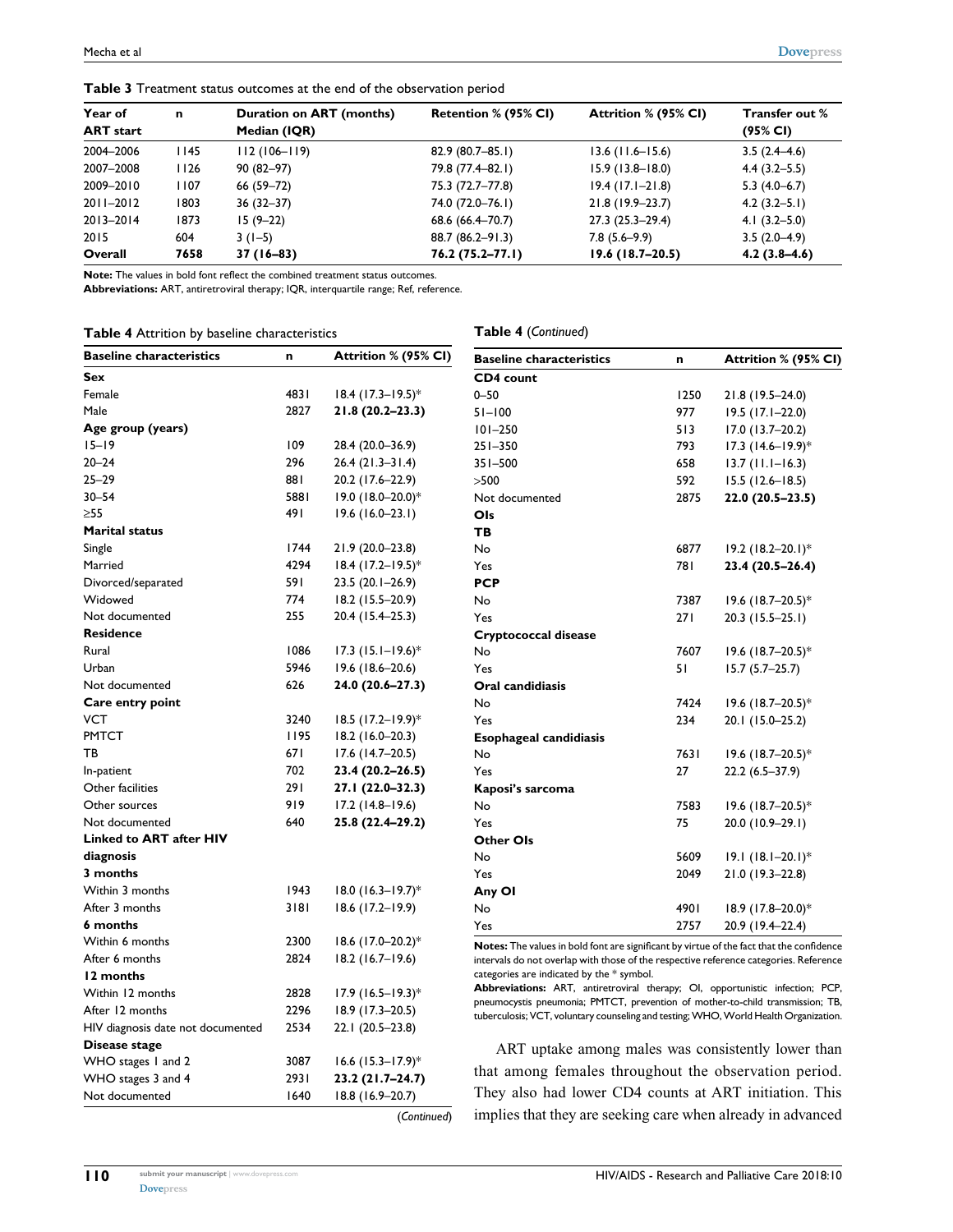**Table 3** Treatment status outcomes at the end of the observation period

| Year of ART start | n | Duration on ART (months) Median (IQR) | Retention % (95% CI) | Attrition % (95% CI) | Transfer out % (95% CI) |
|---|---|---|---|---|---|
| 2004–2006 | 1145 | 112 (106–119) | 82.9 (80.7–85.1) | 13.6 (11.6–15.6) | 3.5 (2.4–4.6) |
| 2007–2008 | 1126 | 90 (82–97) | 79.8 (77.4–82.1) | 15.9 (13.8–18.0) | 4.4 (3.2–5.5) |
| 2009–2010 | 1107 | 66 (59–72) | 75.3 (72.7–77.8) | 19.4 (17.1–21.8) | 5.3 (4.0–6.7) |
| 2011–2012 | 1803 | 36 (32–37) | 74.0 (72.0–76.1) | 21.8 (19.9–23.7) | 4.2 (3.2–5.1) |
| 2013–2014 | 1873 | 15 (9–22) | 68.6 (66.4–70.7) | 27.3 (25.3–29.4) | 4.1 (3.2–5.0) |
| 2015 | 604 | 3 (1–5) | 88.7 (86.2–91.3) | 7.8 (5.6–9.9) | 3.5 (2.0–4.9) |
| **Overall** | **7658** | **37 (16–83)** | **76.2 (75.2–77.1)** | **19.6 (18.7–20.5)** | **4.2 (3.8–4.6)** |

**Note:** The values in bold font reflect the combined treatment status outcomes.
**Abbreviations:** ART, antiretroviral therapy; IQR, interquartile range; Ref, reference.

**Table 4** Attrition by baseline characteristics

| Baseline characteristics | n | Attrition % (95% CI) |
|---|---|---|
| **Sex** | | |
| Female | 4831 | 18.4 (17.3–19.5)* |
| Male | 2827 | **21.8 (20.2–23.3)** |
| **Age group (years)** | | |
| 15–19 | 109 | 28.4 (20.0–36.9) |
| 20–24 | 296 | 26.4 (21.3–31.4) |
| 25–29 | 881 | 20.2 (17.6–22.9) |
| 30–54 | 5881 | 19.0 (18.0–20.0)* |
| ≥55 | 491 | 19.6 (16.0–23.1) |
| **Marital status** | | |
| Single | 1744 | 21.9 (20.0–23.8) |
| Married | 4294 | 18.4 (17.2–19.5)* |
| Divorced/separated | 591 | 23.5 (20.1–26.9) |
| Widowed | 774 | 18.2 (15.5–20.9) |
| Not documented | 255 | 20.4 (15.4–25.3) |
| **Residence** | | |
| Rural | 1086 | 17.3 (15.1–19.6)* |
| Urban | 5946 | 19.6 (18.6–20.6) |
| Not documented | 626 | **24.0 (20.6–27.3)** |
| **Care entry point** | | |
| VCT | 3240 | 18.5 (17.2–19.9)* |
| PMTCT | 1195 | 18.2 (16.0–20.3) |
| TB | 671 | 17.6 (14.7–20.5) |
| In-patient | 702 | **23.4 (20.2–26.5)** |
| Other facilities | 291 | **27.1 (22.0–32.3)** |
| Other sources | 919 | 17.2 (14.8–19.6) |
| Not documented | 640 | **25.8 (22.4–29.2)** |
| **Linked to ART after HIV diagnosis** | | |
| **3 months** | | |
| Within 3 months | 1943 | 18.0 (16.3–19.7)* |
| After 3 months | 3181 | 18.6 (17.2–19.9) |
| **6 months** | | |
| Within 6 months | 2300 | 18.6 (17.0–20.2)* |
| After 6 months | 2824 | 18.2 (16.7–19.6) |
| **12 months** | | |
| Within 12 months | 2828 | 17.9 (16.5–19.3)* |
| After 12 months | 2296 | 18.9 (17.3–20.5) |
| HIV diagnosis date not documented | 2534 | 22.1 (20.5–23.8) |
| **Disease stage** | | |
| WHO stages 1 and 2 | 3087 | 16.6 (15.3–17.9)* |
| WHO stages 3 and 4 | 2931 | **23.2 (21.7–24.7)** |
| Not documented | 1640 | 18.8 (16.9–20.7) |
| **CD4 count** | | |
| 0–50 | 1250 | 21.8 (19.5–24.0) |
| 51–100 | 977 | 19.5 (17.1–22.0) |
| 101–250 | 513 | 17.0 (13.7–20.2) |
| 251–350 | 793 | 17.3 (14.6–19.9)* |
| 351–500 | 658 | 13.7 (11.1–16.3) |
| >500 | 592 | 15.5 (12.6–18.5) |
| Not documented | 2875 | **22.0 (20.5–23.5)** |
| **OIs** | | |
| **TB** | | |
| No | 6877 | 19.2 (18.2–20.1)* |
| Yes | 781 | **23.4 (20.5–26.4)** |
| **PCP** | | |
| No | 7387 | 19.6 (18.7–20.5)* |
| Yes | 271 | 20.3 (15.5–25.1) |
| **Cryptococcal disease** | | |
| No | 7607 | 19.6 (18.7–20.5)* |
| Yes | 51 | 15.7 (5.7–25.7) |
| **Oral candidiasis** | | |
| No | 7424 | 19.6 (18.7–20.5)* |
| Yes | 234 | 20.1 (15.0–25.2) |
| **Esophageal candidiasis** | | |
| No | 7631 | 19.6 (18.7–20.5)* |
| Yes | 27 | 22.2 (6.5–37.9) |
| **Kaposi's sarcoma** | | |
| No | 7583 | 19.6 (18.7–20.5)* |
| Yes | 75 | 20.0 (10.9–29.1) |
| **Other OIs** | | |
| No | 5609 | 19.1 (18.1–20.1)* |
| Yes | 2049 | 21.0 (19.3–22.8) |
| **Any OI** | | |
| No | 4901 | 18.9 (17.8–20.0)* |
| Yes | 2757 | 20.9 (19.4–22.4) |

**Notes:** The values in bold font are significant by virtue of the fact that the confidence intervals do not overlap with those of the respective reference categories. Reference categories are indicated by the * symbol.
**Abbreviations:** ART, antiretroviral therapy; OI, opportunistic infection; PCP, pneumocystis pneumonia; PMTCT, prevention of mother-to-child transmission; TB, tuberculosis; VCT, voluntary counseling and testing; WHO, World Health Organization.

ART uptake among males was consistently lower than that among females throughout the observation period. They also had lower CD4 counts at ART initiation. This implies that they are seeking care when already in advanced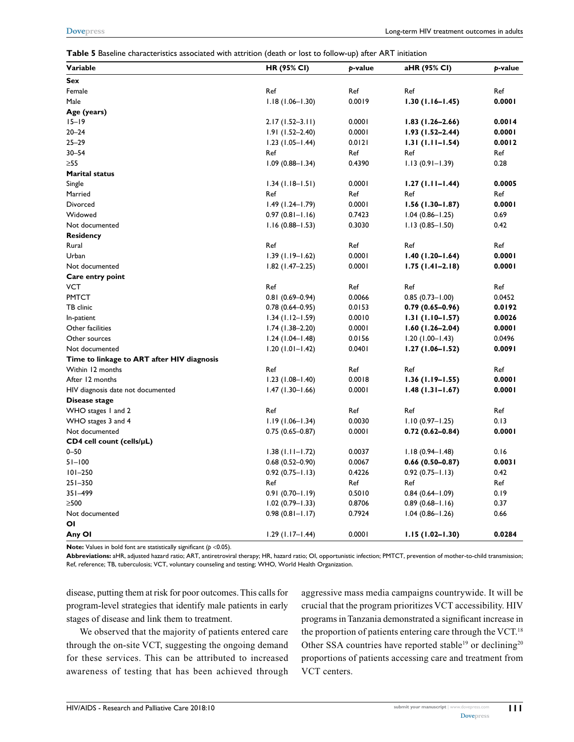**Table 5** Baseline characteristics associated with attrition (death or lost to follow-up) after ART initiation

| Variable | HR (95% CI) | *p*-value | aHR (95% CI) | *p*-value |
|---|---|---|---|---|
| **Sex** | | | | |
| Female | Ref | Ref | Ref | Ref |
| Male | 1.18 (1.06–1.30) | 0.0019 | **1.30 (1.16–1.45)** | **0.0001** |
| **Age (years)** | | | | |
| 15–19 | 2.17 (1.52–3.11) | 0.0001 | **1.83 (1.26–2.66)** | **0.0014** |
| 20–24 | 1.91 (1.52–2.40) | 0.0001 | **1.93 (1.52–2.44)** | **0.0001** |
| 25–29 | 1.23 (1.05–1.44) | 0.0121 | **1.31 (1.11–1.54)** | **0.0012** |
| 30–54 | Ref | Ref | Ref | Ref |
| ≥55 | 1.09 (0.88–1.34) | 0.4390 | 1.13 (0.91–1.39) | 0.28 |
| **Marital status** | | | | |
| Single | 1.34 (1.18–1.51) | 0.0001 | **1.27 (1.11–1.44)** | **0.0005** |
| Married | Ref | Ref | Ref | Ref |
| Divorced | 1.49 (1.24–1.79) | 0.0001 | **1.56 (1.30–1.87)** | **0.0001** |
| Widowed | 0.97 (0.81–1.16) | 0.7423 | 1.04 (0.86–1.25) | 0.69 |
| Not documented | 1.16 (0.88–1.53) | 0.3030 | 1.13 (0.85–1.50) | 0.42 |
| **Residency** | | | | |
| Rural | Ref | Ref | Ref | Ref |
| Urban | 1.39 (1.19–1.62) | 0.0001 | **1.40 (1.20–1.64)** | **0.0001** |
| Not documented | 1.82 (1.47–2.25) | 0.0001 | **1.75 (1.41–2.18)** | **0.0001** |
| **Care entry point** | | | | |
| VCT | Ref | Ref | Ref | Ref |
| PMTCT | 0.81 (0.69–0.94) | 0.0066 | 0.85 (0.73–1.00) | 0.0452 |
| TB clinic | 0.78 (0.64–0.95) | 0.0153 | **0.79 (0.65–0.96)** | **0.0192** |
| In-patient | 1.34 (1.12–1.59) | 0.0010 | **1.31 (1.10–1.57)** | **0.0026** |
| Other facilities | 1.74 (1.38–2.20) | 0.0001 | **1.60 (1.26–2.04)** | **0.0001** |
| Other sources | 1.24 (1.04–1.48) | 0.0156 | 1.20 (1.00–1.43) | 0.0496 |
| Not documented | 1.20 (1.01–1.42) | 0.0401 | **1.27 (1.06–1.52)** | **0.0091** |
| **Time to linkage to ART after HIV diagnosis** | | | | |
| Within 12 months | Ref | Ref | Ref | Ref |
| After 12 months | 1.23 (1.08–1.40) | 0.0018 | **1.36 (1.19–1.55)** | **0.0001** |
| HIV diagnosis date not documented | 1.47 (1.30–1.66) | 0.0001 | **1.48 (1.31–1.67)** | **0.0001** |
| **Disease stage** | | | | |
| WHO stages 1 and 2 | Ref | Ref | Ref | Ref |
| WHO stages 3 and 4 | 1.19 (1.06–1.34) | 0.0030 | 1.10 (0.97–1.25) | 0.13 |
| Not documented | 0.75 (0.65–0.87) | 0.0001 | **0.72 (0.62–0.84)** | **0.0001** |
| **CD4 cell count (cells/μL)** | | | | |
| 0–50 | 1.38 (1.11–1.72) | 0.0037 | 1.18 (0.94–1.48) | 0.16 |
| 51–100 | 0.68 (0.52–0.90) | 0.0067 | **0.66 (0.50–0.87)** | **0.0031** |
| 101–250 | 0.92 (0.75–1.13) | 0.4226 | 0.92 (0.75–1.13) | 0.42 |
| 251–350 | Ref | Ref | Ref | Ref |
| 351–499 | 0.91 (0.70–1.19) | 0.5010 | 0.84 (0.64–1.09) | 0.19 |
| ≥500 | 1.02 (0.79–1.33) | 0.8706 | 0.89 (0.68–1.16) | 0.37 |
| Not documented | 0.98 (0.81–1.17) | 0.7924 | 1.04 (0.86–1.26) | 0.66 |
| **OI** | | | | |
| **Any OI** | 1.29 (1.17–1.44) | 0.0001 | **1.15 (1.02–1.30)** | **0.0284** |

**Note:** Values in bold font are statistically significant ($p$ <0.05).

**Abbreviations:** aHR, adjusted hazard ratio; ART, antiretroviral therapy; HR, hazard ratio; OI, opportunistic infection; PMTCT, prevention of mother-to-child transmission; Ref, reference; TB, tuberculosis; VCT, voluntary counseling and testing; WHO, World Health Organization.

disease, putting them at risk for poor outcomes. This calls for program-level strategies that identify male patients in early stages of disease and link them to treatment.

We observed that the majority of patients entered care through the on-site VCT, suggesting the ongoing demand for these services. This can be attributed to increased awareness of testing that has been achieved through aggressive mass media campaigns countrywide. It will be crucial that the program prioritizes VCT accessibility. HIV programs in Tanzania demonstrated a significant increase in the proportion of patients entering care through the VCT.[18] Other SSA countries have reported stable[19] or declining[20] proportions of patients accessing care and treatment from VCT centers.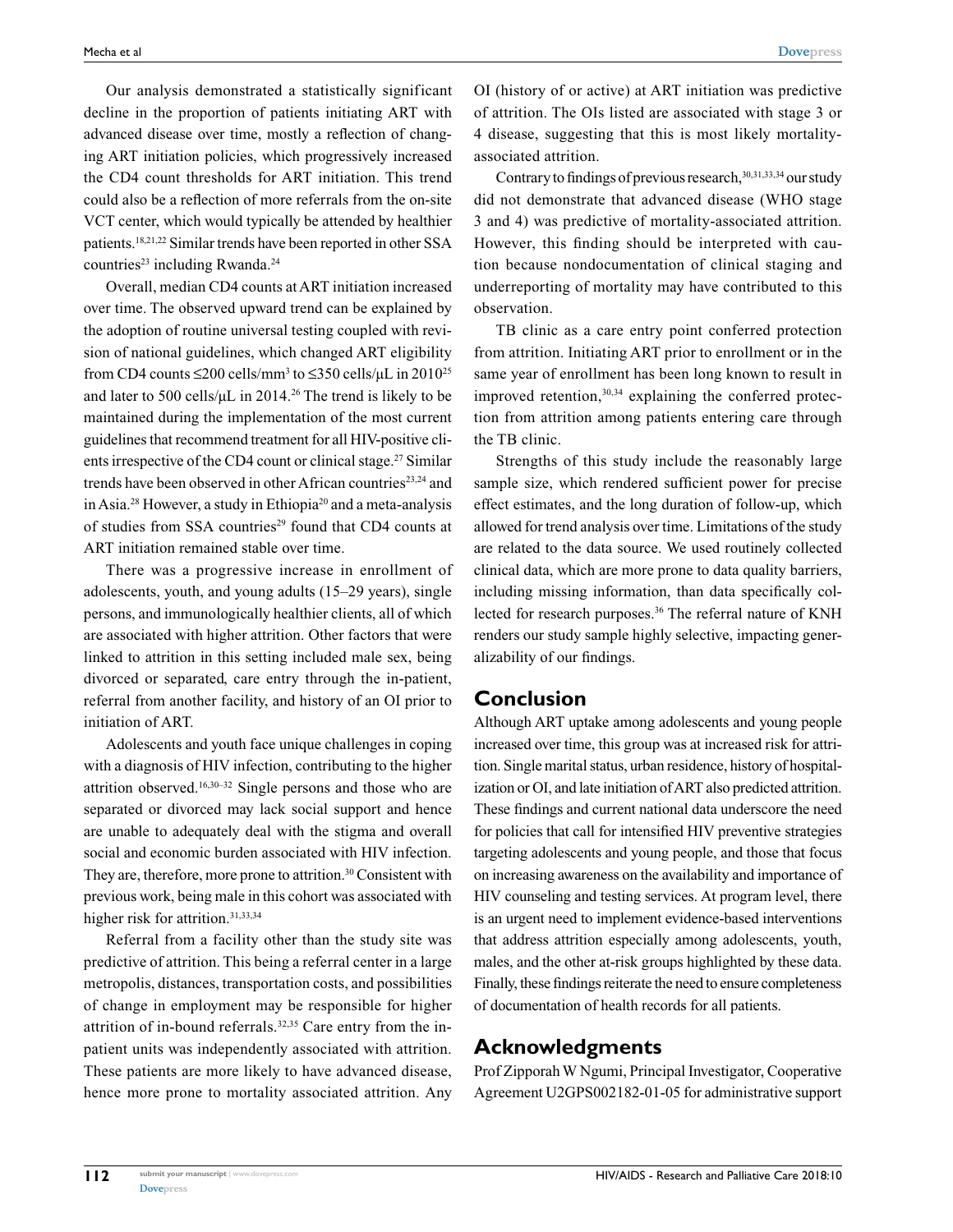Our analysis demonstrated a statistically significant decline in the proportion of patients initiating ART with advanced disease over time, mostly a reflection of changing ART initiation policies, which progressively increased the CD4 count thresholds for ART initiation. This trend could also be a reflection of more referrals from the on-site VCT center, which would typically be attended by healthier patients.[18,21,22] Similar trends have been reported in other SSA countries[23] including Rwanda.[24]

Overall, median CD4 counts at ART initiation increased over time. The observed upward trend can be explained by the adoption of routine universal testing coupled with revision of national guidelines, which changed ART eligibility from CD4 counts ≤200 cells/mm$^3$ to ≤350 cells/μL in 2010[25] and later to 500 cells/μL in 2014.[26] The trend is likely to be maintained during the implementation of the most current guidelines that recommend treatment for all HIV-positive clients irrespective of the CD4 count or clinical stage.[27] Similar trends have been observed in other African countries[23,24] and in Asia.[28] However, a study in Ethiopia[20] and a meta-analysis of studies from SSA countries[29] found that CD4 counts at ART initiation remained stable over time.

There was a progressive increase in enrollment of adolescents, youth, and young adults (15–29 years), single persons, and immunologically healthier clients, all of which are associated with higher attrition. Other factors that were linked to attrition in this setting included male sex, being divorced or separated, care entry through the in-patient, referral from another facility, and history of an OI prior to initiation of ART.

Adolescents and youth face unique challenges in coping with a diagnosis of HIV infection, contributing to the higher attrition observed.[16,30–32] Single persons and those who are separated or divorced may lack social support and hence are unable to adequately deal with the stigma and overall social and economic burden associated with HIV infection. They are, therefore, more prone to attrition.[30] Consistent with previous work, being male in this cohort was associated with higher risk for attrition.[31,33,34]

Referral from a facility other than the study site was predictive of attrition. This being a referral center in a large metropolis, distances, transportation costs, and possibilities of change in employment may be responsible for higher attrition of in-bound referrals.[32,35] Care entry from the in-patient units was independently associated with attrition. These patients are more likely to have advanced disease, hence more prone to mortality associated attrition. Any OI (history of or active) at ART initiation was predictive of attrition. The OIs listed are associated with stage 3 or 4 disease, suggesting that this is most likely mortality-associated attrition.

Contrary to findings of previous research,[30,31,33,34] our study did not demonstrate that advanced disease (WHO stage 3 and 4) was predictive of mortality-associated attrition. However, this finding should be interpreted with caution because nondocumentation of clinical staging and underreporting of mortality may have contributed to this observation.

TB clinic as a care entry point conferred protection from attrition. Initiating ART prior to enrollment or in the same year of enrollment has been long known to result in improved retention,[30,34] explaining the conferred protection from attrition among patients entering care through the TB clinic.

Strengths of this study include the reasonably large sample size, which rendered sufficient power for precise effect estimates, and the long duration of follow-up, which allowed for trend analysis over time. Limitations of the study are related to the data source. We used routinely collected clinical data, which are more prone to data quality barriers, including missing information, than data specifically collected for research purposes.[36] The referral nature of KNH renders our study sample highly selective, impacting generalizability of our findings.

## Conclusion

Although ART uptake among adolescents and young people increased over time, this group was at increased risk for attrition. Single marital status, urban residence, history of hospitalization or OI, and late initiation of ART also predicted attrition. These findings and current national data underscore the need for policies that call for intensified HIV preventive strategies targeting adolescents and young people, and those that focus on increasing awareness on the availability and importance of HIV counseling and testing services. At program level, there is an urgent need to implement evidence-based interventions that address attrition especially among adolescents, youth, males, and the other at-risk groups highlighted by these data. Finally, these findings reiterate the need to ensure completeness of documentation of health records for all patients.

## Acknowledgments

Prof Zipporah W Ngumi, Principal Investigator, Cooperative Agreement U2GPS002182-01-05 for administrative support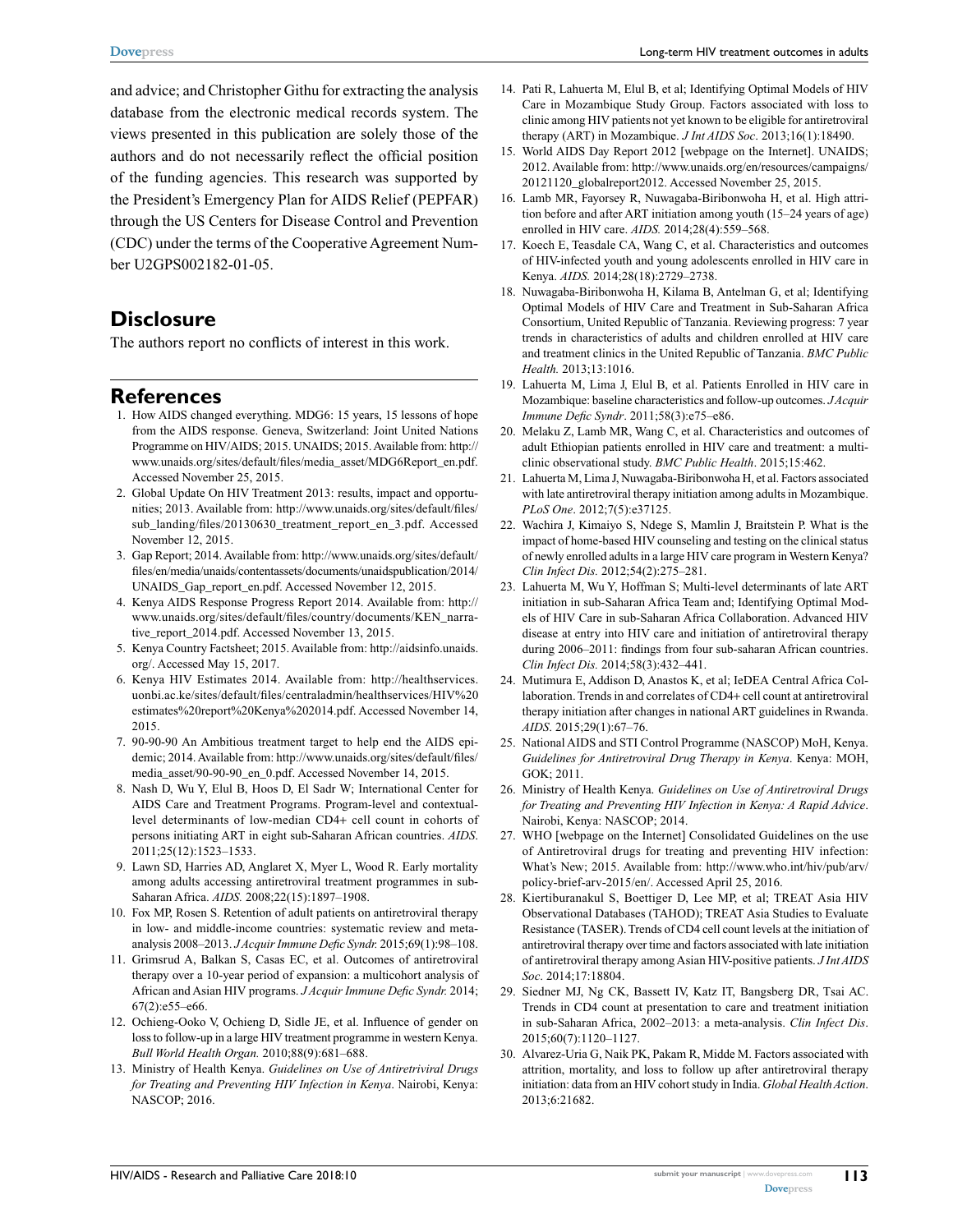and advice; and Christopher Githu for extracting the analysis database from the electronic medical records system. The views presented in this publication are solely those of the authors and do not necessarily reflect the official position of the funding agencies. This research was supported by the President's Emergency Plan for AIDS Relief (PEPFAR) through the US Centers for Disease Control and Prevention (CDC) under the terms of the Cooperative Agreement Number U2GPS002182-01-05.

## Disclosure

The authors report no conflicts of interest in this work.

## References

1. How AIDS changed everything. MDG6: 15 years, 15 lessons of hope from the AIDS response. Geneva, Switzerland: Joint United Nations Programme on HIV/AIDS; 2015. UNAIDS; 2015. Available from: http://www.unaids.org/sites/default/files/media_asset/MDG6Report_en.pdf. Accessed November 25, 2015.
2. Global Update On HIV Treatment 2013: results, impact and opportunities; 2013. Available from: http://www.unaids.org/sites/default/files/sub_landing/files/20130630_treatment_report_en_3.pdf. Accessed November 12, 2015.
3. Gap Report; 2014. Available from: http://www.unaids.org/sites/default/files/en/media/unaids/contentassets/documents/unaidspublication/2014/UNAIDS_Gap_report_en.pdf. Accessed November 12, 2015.
4. Kenya AIDS Response Progress Report 2014. Available from: http://www.unaids.org/sites/default/files/country/documents/KEN_narrative_report_2014.pdf. Accessed November 13, 2015.
5. Kenya Country Factsheet; 2015. Available from: http://aidsinfo.unaids.org/. Accessed May 15, 2017.
6. Kenya HIV Estimates 2014. Available from: http://healthservices.uonbi.ac.ke/sites/default/files/centraladmin/healthservices/HIV%20estimates%20report%20Kenya%202014.pdf. Accessed November 14, 2015.
7. 90-90-90 An Ambitious treatment target to help end the AIDS epidemic; 2014. Available from: http://www.unaids.org/sites/default/files/media_asset/90-90-90_en_0.pdf. Accessed November 14, 2015.
8. Nash D, Wu Y, Elul B, Hoos D, El Sadr W; International Center for AIDS Care and Treatment Programs. Program-level and contextual-level determinants of low-median CD4+ cell count in cohorts of persons initiating ART in eight sub-Saharan African countries. *AIDS*. 2011;25(12):1523–1533.
9. Lawn SD, Harries AD, Anglaret X, Myer L, Wood R. Early mortality among adults accessing antiretroviral treatment programmes in sub-Saharan Africa. *AIDS*. 2008;22(15):1897–1908.
10. Fox MP, Rosen S. Retention of adult patients on antiretroviral therapy in low- and middle-income countries: systematic review and meta-analysis 2008–2013. *J Acquir Immune Defic Syndr*. 2015;69(1):98–108.
11. Grimsrud A, Balkan S, Casas EC, et al. Outcomes of antiretroviral therapy over a 10-year period of expansion: a multicohort analysis of African and Asian HIV programs. *J Acquir Immune Defic Syndr*. 2014;67(2):e55–e66.
12. Ochieng-Ooko V, Ochieng D, Sidle JE, et al. Influence of gender on loss to follow-up in a large HIV treatment programme in western Kenya. *Bull World Health Organ*. 2010;88(9):681–688.
13. Ministry of Health Kenya. *Guidelines on Use of Antiretriviral Drugs for Treating and Preventing HIV Infection in Kenya*. Nairobi, Kenya: NASCOP; 2016.
14. Pati R, Lahuerta M, Elul B, et al; Identifying Optimal Models of HIV Care in Mozambique Study Group. Factors associated with loss to clinic among HIV patients not yet known to be eligible for antiretroviral therapy (ART) in Mozambique. *J Int AIDS Soc*. 2013;16(1):18490.
15. World AIDS Day Report 2012 [webpage on the Internet]. UNAIDS; 2012. Available from: http://www.unaids.org/en/resources/campaigns/20121120_globalreport2012. Accessed November 25, 2015.
16. Lamb MR, Fayorsey R, Nuwagaba-Biribonwoha H, et al. High attrition before and after ART initiation among youth (15–24 years of age) enrolled in HIV care. *AIDS*. 2014;28(4):559–568.
17. Koech E, Teasdale CA, Wang C, et al. Characteristics and outcomes of HIV-infected youth and young adolescents enrolled in HIV care in Kenya. *AIDS*. 2014;28(18):2729–2738.
18. Nuwagaba-Biribonwoha H, Kilama B, Antelman G, et al; Identifying Optimal Models of HIV Care and Treatment in Sub-Saharan Africa Consortium, United Republic of Tanzania. Reviewing progress: 7 year trends in characteristics of adults and children enrolled at HIV care and treatment clinics in the United Republic of Tanzania. *BMC Public Health*. 2013;13:1016.
19. Lahuerta M, Lima J, Elul B, et al. Patients Enrolled in HIV care in Mozambique: baseline characteristics and follow-up outcomes. *J Acquir Immune Defic Syndr*. 2011;58(3):e75–e86.
20. Melaku Z, Lamb MR, Wang C, et al. Characteristics and outcomes of adult Ethiopian patients enrolled in HIV care and treatment: a multi-clinic observational study. *BMC Public Health*. 2015;15:462.
21. Lahuerta M, Lima J, Nuwagaba-Biribonwoha H, et al. Factors associated with late antiretroviral therapy initiation among adults in Mozambique. *PLoS One*. 2012;7(5):e37125.
22. Wachira J, Kimaiyo S, Ndege S, Mamlin J, Braitstein P. What is the impact of home-based HIV counseling and testing on the clinical status of newly enrolled adults in a large HIV care program in Western Kenya? *Clin Infect Dis*. 2012;54(2):275–281.
23. Lahuerta M, Wu Y, Hoffman S; Multi-level determinants of late ART initiation in sub-Saharan Africa Team and; Identifying Optimal Models of HIV Care in sub-Saharan Africa Collaboration. Advanced HIV disease at entry into HIV care and initiation of antiretroviral therapy during 2006–2011: findings from four sub-saharan African countries. *Clin Infect Dis*. 2014;58(3):432–441.
24. Mutimura E, Addison D, Anastos K, et al; IeDEA Central Africa Collaboration. Trends in and correlates of CD4+ cell count at antiretroviral therapy initiation after changes in national ART guidelines in Rwanda. *AIDS*. 2015;29(1):67–76.
25. National AIDS and STI Control Programme (NASCOP) MoH, Kenya. *Guidelines for Antiretroviral Drug Therapy in Kenya*. Kenya: MOH, GOK; 2011.
26. Ministry of Health Kenya. *Guidelines on Use of Antiretroviral Drugs for Treating and Preventing HIV Infection in Kenya: A Rapid Advice*. Nairobi, Kenya: NASCOP; 2014.
27. WHO [webpage on the Internet] Consolidated Guidelines on the use of Antiretroviral drugs for treating and preventing HIV infection: What's New; 2015. Available from: http://www.who.int/hiv/pub/arv/policy-brief-arv-2015/en/. Accessed April 25, 2016.
28. Kiertiburanakul S, Boettiger D, Lee MP, et al; TREAT Asia HIV Observational Databases (TAHOD); TREAT Asia Studies to Evaluate Resistance (TASER). Trends of CD4 cell count levels at the initiation of antiretroviral therapy over time and factors associated with late initiation of antiretroviral therapy among Asian HIV-positive patients. *J Int AIDS Soc*. 2014;17:18804.
29. Siedner MJ, Ng CK, Bassett IV, Katz IT, Bangsberg DR, Tsai AC. Trends in CD4 count at presentation to care and treatment initiation in sub-Saharan Africa, 2002–2013: a meta-analysis. *Clin Infect Dis*. 2015;60(7):1120–1127.
30. Alvarez-Uria G, Naik PK, Pakam R, Midde M. Factors associated with attrition, mortality, and loss to follow up after antiretroviral therapy initiation: data from an HIV cohort study in India. *Global Health Action*. 2013;6:21682.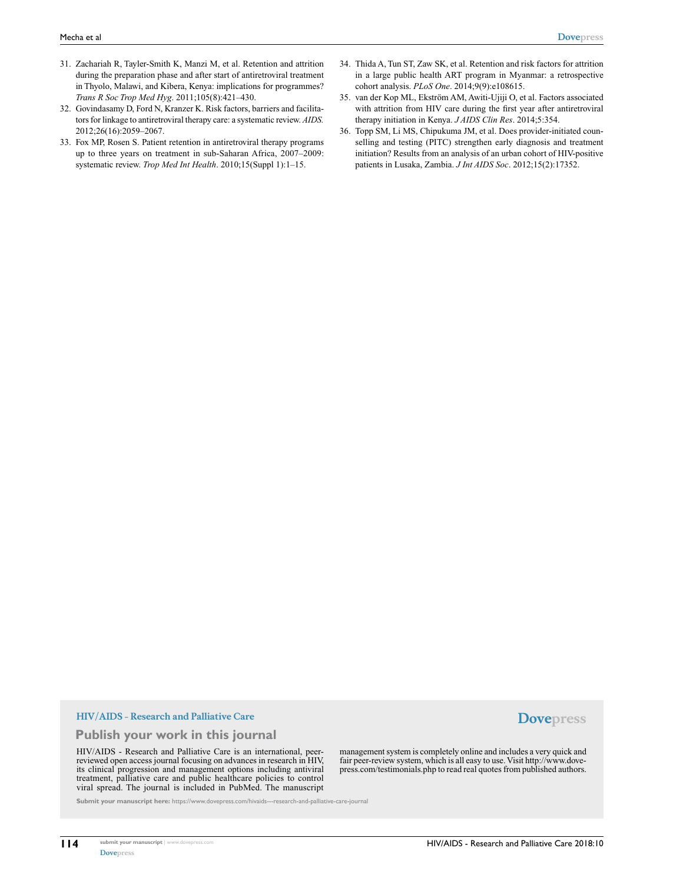31. Zachariah R, Tayler-Smith K, Manzi M, et al. Retention and attrition during the preparation phase and after start of antiretroviral treatment in Thyolo, Malawi, and Kibera, Kenya: implications for programmes? *Trans R Soc Trop Med Hyg*. 2011;105(8):421–430.
32. Govindasamy D, Ford N, Kranzer K. Risk factors, barriers and facilitators for linkage to antiretroviral therapy care: a systematic review. *AIDS.* 2012;26(16):2059–2067.
33. Fox MP, Rosen S. Patient retention in antiretroviral therapy programs up to three years on treatment in sub-Saharan Africa, 2007–2009: systematic review. *Trop Med Int Health*. 2010;15(Suppl 1):1–15.
34. Thida A, Tun ST, Zaw SK, et al. Retention and risk factors for attrition in a large public health ART program in Myanmar: a retrospective cohort analysis. *PLoS One*. 2014;9(9):e108615.
35. van der Kop ML, Ekström AM, Awiti-Ujiji O, et al. Factors associated with attrition from HIV care during the first year after antiretroviral therapy initiation in Kenya. *J AIDS Clin Res*. 2014;5:354.
36. Topp SM, Li MS, Chipukuma JM, et al. Does provider-initiated counselling and testing (PITC) strengthen early diagnosis and treatment initiation? Results from an analysis of an urban cohort of HIV-positive patients in Lusaka, Zambia. *J Int AIDS Soc*. 2012;15(2):17352.

**HIV/AIDS - Research and Palliative Care**

**Dovepress**

## Publish your work in this journal

HIV/AIDS - Research and Palliative Care is an international, peer-reviewed open access journal focusing on advances in research in HIV, its clinical progression and management options including antiviral treatment, palliative care and public healthcare policies to control viral spread. The journal is included in PubMed. The manuscript management system is completely online and includes a very quick and fair peer-review system, which is all easy to use. Visit http://www.dovepress.com/testimonials.php to read real quotes from published authors.

**Submit your manuscript here:** https://www.dovepress.com/hivaids---research-and-palliative-care-journal